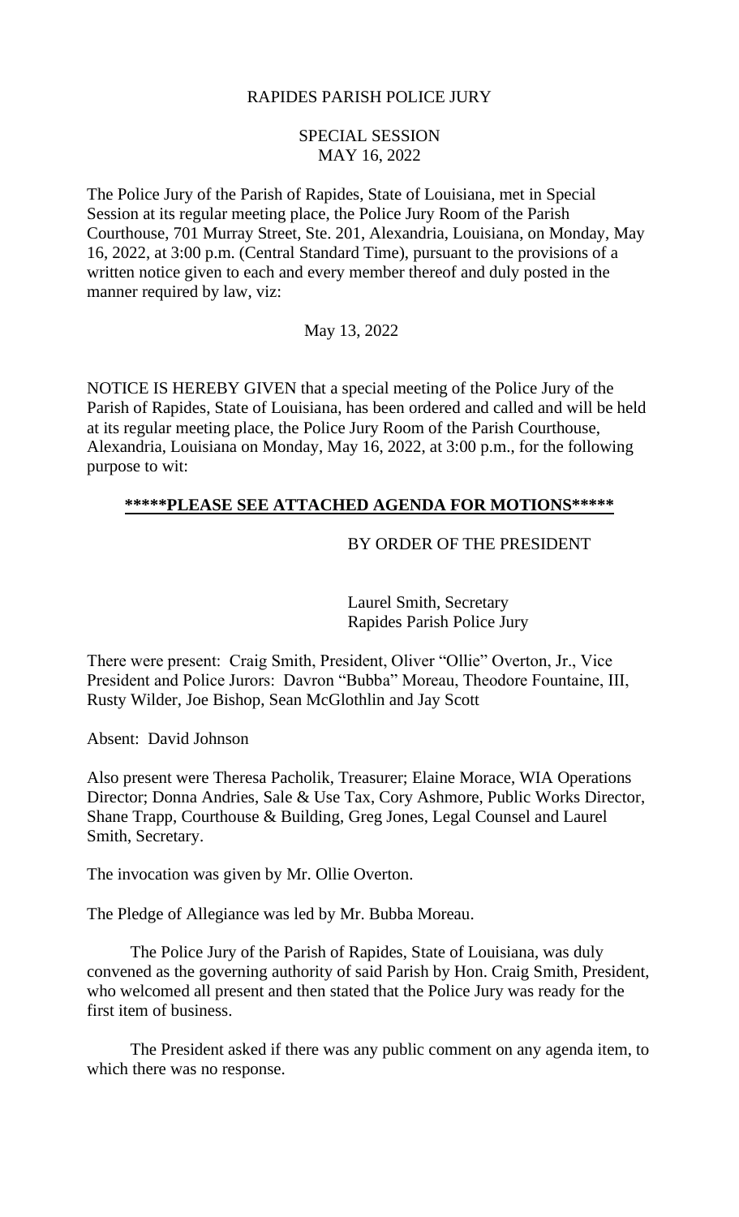RAPIDES PARISH POLICE JURY

SPECIAL SESSION
MAY 16, 2022

The Police Jury of the Parish of Rapides, State of Louisiana, met in Special Session at its regular meeting place, the Police Jury Room of the Parish Courthouse, 701 Murray Street, Ste. 201, Alexandria, Louisiana, on Monday, May 16, 2022, at 3:00 p.m. (Central Standard Time), pursuant to the provisions of a written notice given to each and every member thereof and duly posted in the manner required by law, viz:

May 13, 2022

NOTICE IS HEREBY GIVEN that a special meeting of the Police Jury of the Parish of Rapides, State of Louisiana, has been ordered and called and will be held at its regular meeting place, the Police Jury Room of the Parish Courthouse, Alexandria, Louisiana on Monday, May 16, 2022, at 3:00 p.m., for the following purpose to wit:

**<u>*****PLEASE SEE ATTACHED AGENDA FOR MOTIONS*****</u>**

BY ORDER OF THE PRESIDENT

Laurel Smith, Secretary
Rapides Parish Police Jury

There were present: Craig Smith, President, Oliver "Ollie" Overton, Jr., Vice President and Police Jurors: Davron "Bubba" Moreau, Theodore Fountaine, III, Rusty Wilder, Joe Bishop, Sean McGlothlin and Jay Scott

Absent: David Johnson

Also present were Theresa Pacholik, Treasurer; Elaine Morace, WIA Operations Director; Donna Andries, Sale & Use Tax, Cory Ashmore, Public Works Director, Shane Trapp, Courthouse & Building, Greg Jones, Legal Counsel and Laurel Smith, Secretary.

The invocation was given by Mr. Ollie Overton.

The Pledge of Allegiance was led by Mr. Bubba Moreau.

The Police Jury of the Parish of Rapides, State of Louisiana, was duly convened as the governing authority of said Parish by Hon. Craig Smith, President, who welcomed all present and then stated that the Police Jury was ready for the first item of business.

The President asked if there was any public comment on any agenda item, to which there was no response.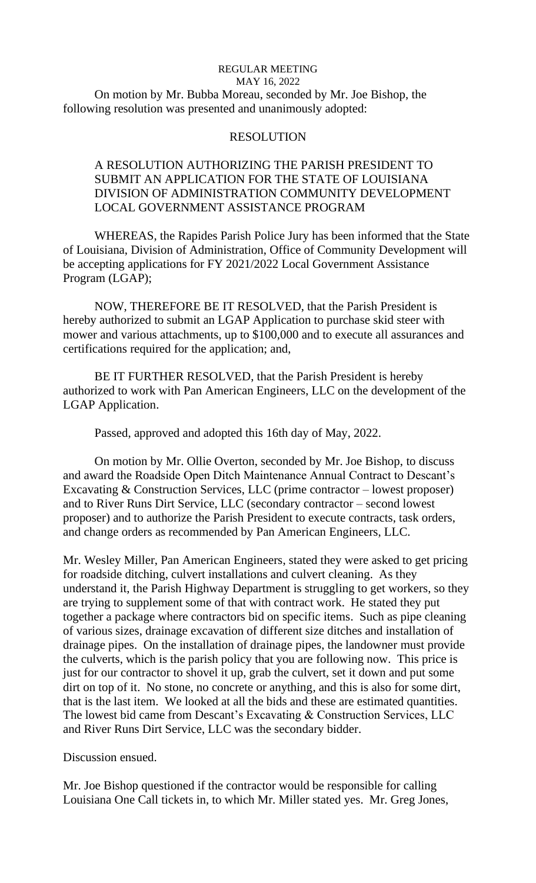REGULAR MEETING
MAY 16, 2022

On motion by Mr. Bubba Moreau, seconded by Mr. Joe Bishop, the following resolution was presented and unanimously adopted:

RESOLUTION

A RESOLUTION AUTHORIZING THE PARISH PRESIDENT TO SUBMIT AN APPLICATION FOR THE STATE OF LOUISIANA DIVISION OF ADMINISTRATION COMMUNITY DEVELOPMENT LOCAL GOVERNMENT ASSISTANCE PROGRAM

WHEREAS, the Rapides Parish Police Jury has been informed that the State of Louisiana, Division of Administration, Office of Community Development will be accepting applications for FY 2021/2022 Local Government Assistance Program (LGAP);

NOW, THEREFORE BE IT RESOLVED, that the Parish President is hereby authorized to submit an LGAP Application to purchase skid steer with mower and various attachments, up to $100,000 and to execute all assurances and certifications required for the application; and,

BE IT FURTHER RESOLVED, that the Parish President is hereby authorized to work with Pan American Engineers, LLC on the development of the LGAP Application.

Passed, approved and adopted this 16th day of May, 2022.

On motion by Mr. Ollie Overton, seconded by Mr. Joe Bishop, to discuss and award the Roadside Open Ditch Maintenance Annual Contract to Descant's Excavating & Construction Services, LLC (prime contractor – lowest proposer) and to River Runs Dirt Service, LLC (secondary contractor – second lowest proposer) and to authorize the Parish President to execute contracts, task orders, and change orders as recommended by Pan American Engineers, LLC.

Mr. Wesley Miller, Pan American Engineers, stated they were asked to get pricing for roadside ditching, culvert installations and culvert cleaning. As they understand it, the Parish Highway Department is struggling to get workers, so they are trying to supplement some of that with contract work. He stated they put together a package where contractors bid on specific items. Such as pipe cleaning of various sizes, drainage excavation of different size ditches and installation of drainage pipes. On the installation of drainage pipes, the landowner must provide the culverts, which is the parish policy that you are following now. This price is just for our contractor to shovel it up, grab the culvert, set it down and put some dirt on top of it. No stone, no concrete or anything, and this is also for some dirt, that is the last item. We looked at all the bids and these are estimated quantities. The lowest bid came from Descant's Excavating & Construction Services, LLC and River Runs Dirt Service, LLC was the secondary bidder.

Discussion ensued.

Mr. Joe Bishop questioned if the contractor would be responsible for calling Louisiana One Call tickets in, to which Mr. Miller stated yes. Mr. Greg Jones,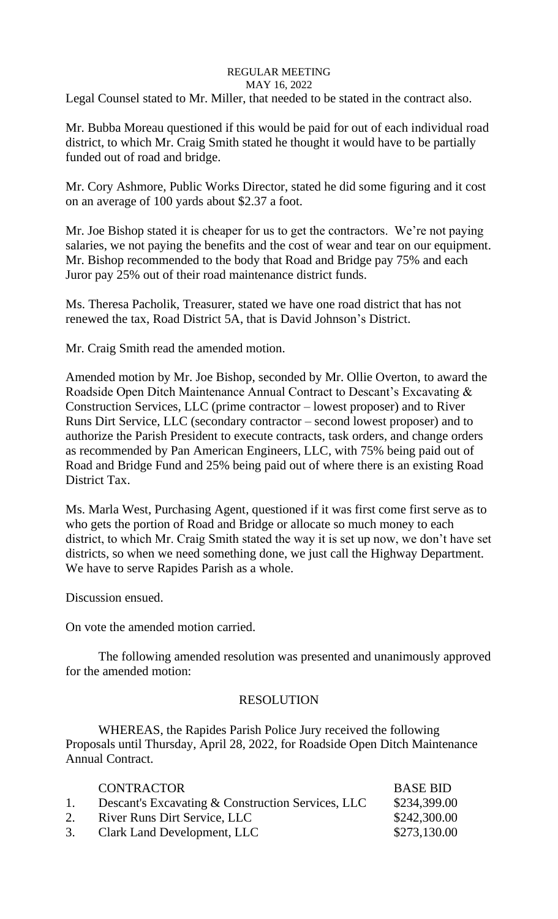Legal Counsel stated to Mr. Miller, that needed to be stated in the contract also.

Mr. Bubba Moreau questioned if this would be paid for out of each individual road district, to which Mr. Craig Smith stated he thought it would have to be partially funded out of road and bridge.

Mr. Cory Ashmore, Public Works Director, stated he did some figuring and it cost on an average of 100 yards about $2.37 a foot.

Mr. Joe Bishop stated it is cheaper for us to get the contractors. We're not paying salaries, we not paying the benefits and the cost of wear and tear on our equipment. Mr. Bishop recommended to the body that Road and Bridge pay 75% and each Juror pay 25% out of their road maintenance district funds.

Ms. Theresa Pacholik, Treasurer, stated we have one road district that has not renewed the tax, Road District 5A, that is David Johnson's District.

Mr. Craig Smith read the amended motion.

Amended motion by Mr. Joe Bishop, seconded by Mr. Ollie Overton, to award the Roadside Open Ditch Maintenance Annual Contract to Descant's Excavating & Construction Services, LLC (prime contractor – lowest proposer) and to River Runs Dirt Service, LLC (secondary contractor – second lowest proposer) and to authorize the Parish President to execute contracts, task orders, and change orders as recommended by Pan American Engineers, LLC, with 75% being paid out of Road and Bridge Fund and 25% being paid out of where there is an existing Road District Tax.

Ms. Marla West, Purchasing Agent, questioned if it was first come first serve as to who gets the portion of Road and Bridge or allocate so much money to each district, to which Mr. Craig Smith stated the way it is set up now, we don't have set districts, so when we need something done, we just call the Highway Department. We have to serve Rapides Parish as a whole.

Discussion ensued.

On vote the amended motion carried.

The following amended resolution was presented and unanimously approved for the amended motion:

## RESOLUTION

WHEREAS, the Rapides Parish Police Jury received the following Proposals until Thursday, April 28, 2022, for Roadside Open Ditch Maintenance Annual Contract.

| | CONTRACTOR | BASE BID |
|---|---|---|
| 1. | Descant's Excavating & Construction Services, LLC | $234,399.00 |
| 2. | River Runs Dirt Service, LLC | $242,300.00 |
| 3. | Clark Land Development, LLC | $273,130.00 |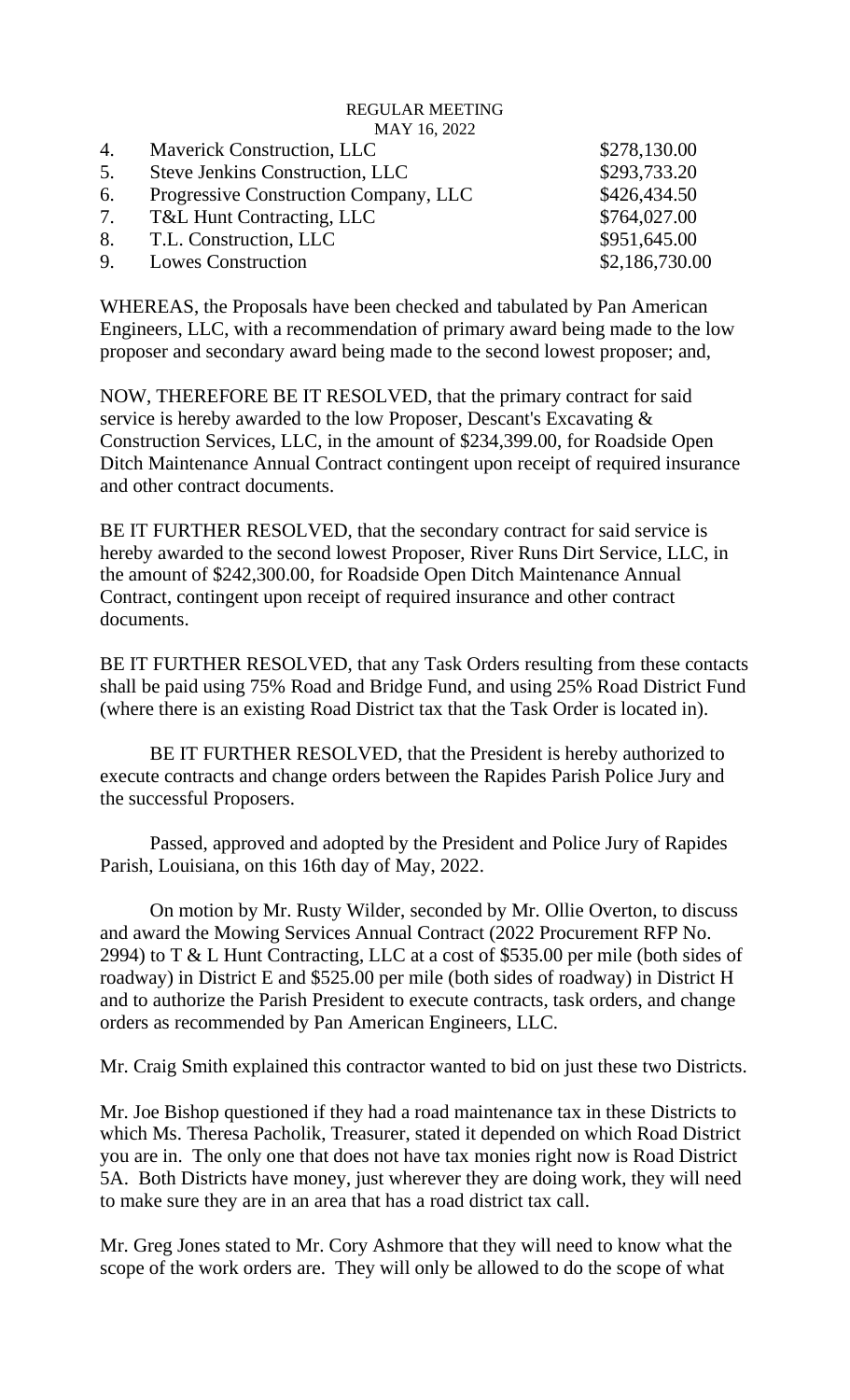| 4. | Maverick Construction, LLC | $278,130.00 |
|---|---|---|
| 5. | Steve Jenkins Construction, LLC | $293,733.20 |
| 6. | Progressive Construction Company, LLC | $426,434.50 |
| 7. | T&L Hunt Contracting, LLC | $764,027.00 |
| 8. | T.L. Construction, LLC | $951,645.00 |
| 9. | Lowes Construction | $2,186,730.00 |

WHEREAS, the Proposals have been checked and tabulated by Pan American Engineers, LLC, with a recommendation of primary award being made to the low proposer and secondary award being made to the second lowest proposer; and,

NOW, THEREFORE BE IT RESOLVED, that the primary contract for said service is hereby awarded to the low Proposer, Descant's Excavating & Construction Services, LLC, in the amount of $234,399.00, for Roadside Open Ditch Maintenance Annual Contract contingent upon receipt of required insurance and other contract documents.

BE IT FURTHER RESOLVED, that the secondary contract for said service is hereby awarded to the second lowest Proposer, River Runs Dirt Service, LLC, in the amount of $242,300.00, for Roadside Open Ditch Maintenance Annual Contract, contingent upon receipt of required insurance and other contract documents.

BE IT FURTHER RESOLVED, that any Task Orders resulting from these contacts shall be paid using 75% Road and Bridge Fund, and using 25% Road District Fund (where there is an existing Road District tax that the Task Order is located in).

BE IT FURTHER RESOLVED, that the President is hereby authorized to execute contracts and change orders between the Rapides Parish Police Jury and the successful Proposers.

Passed, approved and adopted by the President and Police Jury of Rapides Parish, Louisiana, on this 16th day of May, 2022.

On motion by Mr. Rusty Wilder, seconded by Mr. Ollie Overton, to discuss and award the Mowing Services Annual Contract (2022 Procurement RFP No. 2994) to T & L Hunt Contracting, LLC at a cost of $535.00 per mile (both sides of roadway) in District E and $525.00 per mile (both sides of roadway) in District H and to authorize the Parish President to execute contracts, task orders, and change orders as recommended by Pan American Engineers, LLC.

Mr. Craig Smith explained this contractor wanted to bid on just these two Districts.

Mr. Joe Bishop questioned if they had a road maintenance tax in these Districts to which Ms. Theresa Pacholik, Treasurer, stated it depended on which Road District you are in. The only one that does not have tax monies right now is Road District 5A. Both Districts have money, just wherever they are doing work, they will need to make sure they are in an area that has a road district tax call.

Mr. Greg Jones stated to Mr. Cory Ashmore that they will need to know what the scope of the work orders are. They will only be allowed to do the scope of what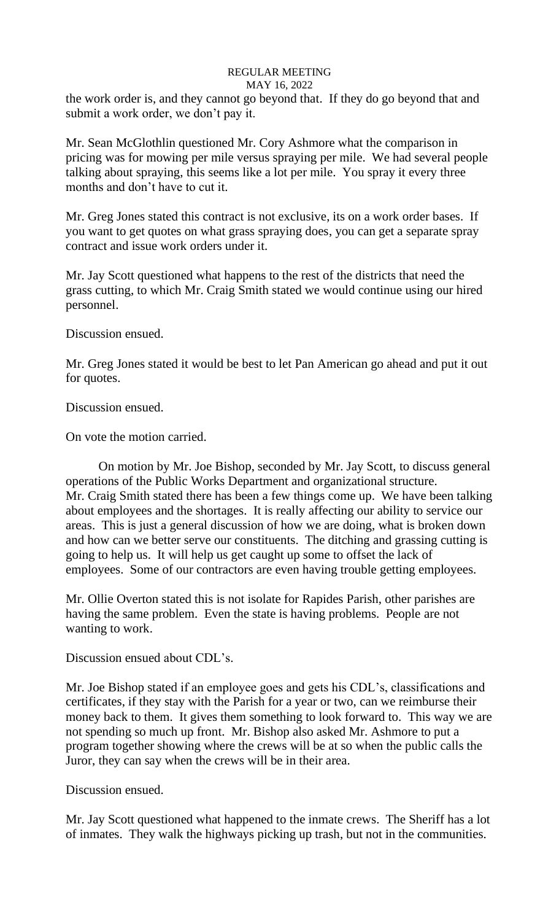the work order is, and they cannot go beyond that. If they do go beyond that and submit a work order, we don't pay it.

Mr. Sean McGlothlin questioned Mr. Cory Ashmore what the comparison in pricing was for mowing per mile versus spraying per mile. We had several people talking about spraying, this seems like a lot per mile. You spray it every three months and don't have to cut it.

Mr. Greg Jones stated this contract is not exclusive, its on a work order bases. If you want to get quotes on what grass spraying does, you can get a separate spray contract and issue work orders under it.

Mr. Jay Scott questioned what happens to the rest of the districts that need the grass cutting, to which Mr. Craig Smith stated we would continue using our hired personnel.

Discussion ensued.

Mr. Greg Jones stated it would be best to let Pan American go ahead and put it out for quotes.

Discussion ensued.

On vote the motion carried.

On motion by Mr. Joe Bishop, seconded by Mr. Jay Scott, to discuss general operations of the Public Works Department and organizational structure. Mr. Craig Smith stated there has been a few things come up. We have been talking about employees and the shortages. It is really affecting our ability to service our areas. This is just a general discussion of how we are doing, what is broken down and how can we better serve our constituents. The ditching and grassing cutting is going to help us. It will help us get caught up some to offset the lack of employees. Some of our contractors are even having trouble getting employees.

Mr. Ollie Overton stated this is not isolate for Rapides Parish, other parishes are having the same problem. Even the state is having problems. People are not wanting to work.

Discussion ensued about CDL's.

Mr. Joe Bishop stated if an employee goes and gets his CDL's, classifications and certificates, if they stay with the Parish for a year or two, can we reimburse their money back to them. It gives them something to look forward to. This way we are not spending so much up front. Mr. Bishop also asked Mr. Ashmore to put a program together showing where the crews will be at so when the public calls the Juror, they can say when the crews will be in their area.

Discussion ensued.

Mr. Jay Scott questioned what happened to the inmate crews. The Sheriff has a lot of inmates. They walk the highways picking up trash, but not in the communities.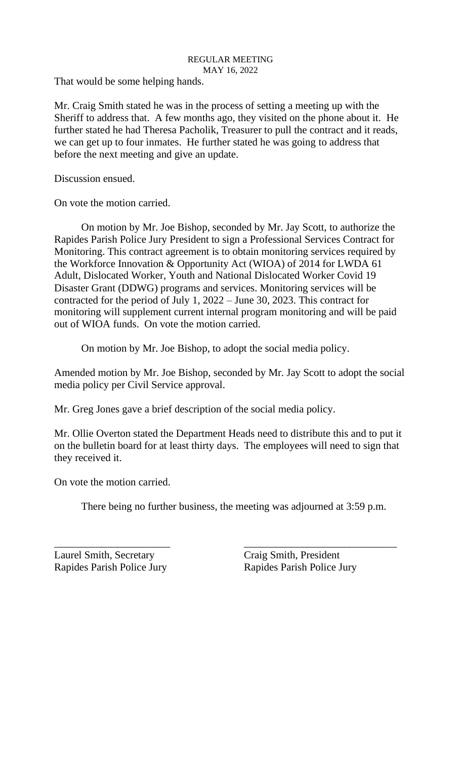That would be some helping hands.

Mr. Craig Smith stated he was in the process of setting a meeting up with the Sheriff to address that. A few months ago, they visited on the phone about it. He further stated he had Theresa Pacholik, Treasurer to pull the contract and it reads, we can get up to four inmates. He further stated he was going to address that before the next meeting and give an update.

Discussion ensued.

On vote the motion carried.

On motion by Mr. Joe Bishop, seconded by Mr. Jay Scott, to authorize the Rapides Parish Police Jury President to sign a Professional Services Contract for Monitoring. This contract agreement is to obtain monitoring services required by the Workforce Innovation & Opportunity Act (WIOA) of 2014 for LWDA 61 Adult, Dislocated Worker, Youth and National Dislocated Worker Covid 19 Disaster Grant (DDWG) programs and services. Monitoring services will be contracted for the period of July 1, 2022 – June 30, 2023. This contract for monitoring will supplement current internal program monitoring and will be paid out of WIOA funds. On vote the motion carried.

On motion by Mr. Joe Bishop, to adopt the social media policy.

Amended motion by Mr. Joe Bishop, seconded by Mr. Jay Scott to adopt the social media policy per Civil Service approval.

Mr. Greg Jones gave a brief description of the social media policy.

Mr. Ollie Overton stated the Department Heads need to distribute this and to put it on the bulletin board for at least thirty days. The employees will need to sign that they received it.

On vote the motion carried.

There being no further business, the meeting was adjourned at 3:59 p.m.

| | |
|---|---|
| ______________________ | ______________________________ |
| Laurel Smith, Secretary | Craig Smith, President |
| Rapides Parish Police Jury | Rapides Parish Police Jury |